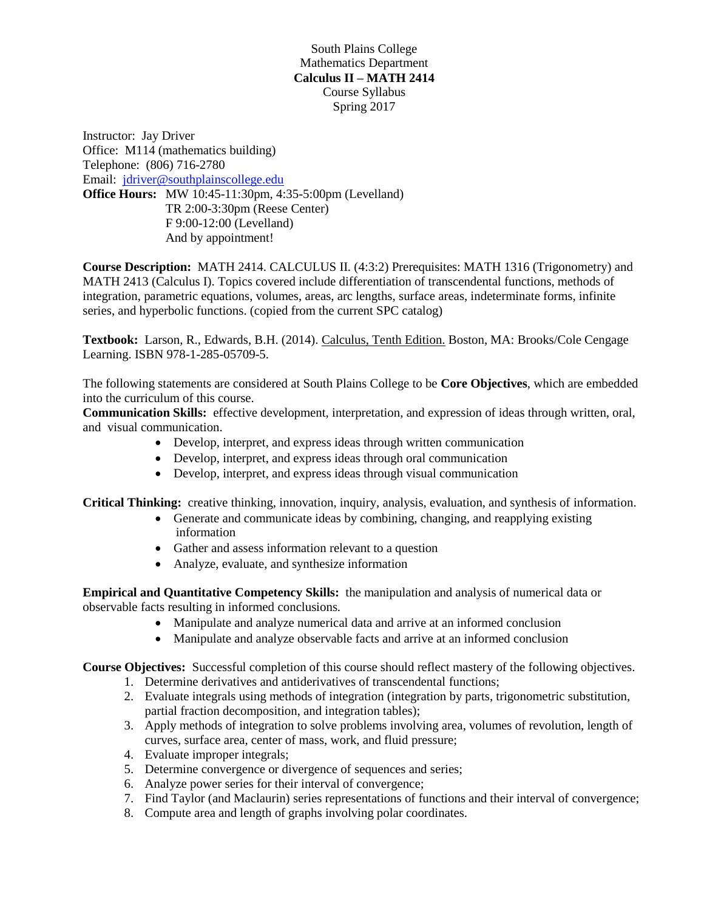South Plains College
Mathematics Department
**Calculus II – MATH 2414**
Course Syllabus
Spring 2017

Instructor: Jay Driver
Office: M114 (mathematics building)
Telephone: (806) 716-2780
Email: jdriver@southplainscollege.edu
**Office Hours:** MW 10:45-11:30pm, 4:35-5:00pm (Levelland)
TR 2:00-3:30pm (Reese Center)
F 9:00-12:00 (Levelland)
And by appointment!

**Course Description:** MATH 2414. CALCULUS II. (4:3:2) Prerequisites: MATH 1316 (Trigonometry) and MATH 2413 (Calculus I). Topics covered include differentiation of transcendental functions, methods of integration, parametric equations, volumes, areas, arc lengths, surface areas, indeterminate forms, infinite series, and hyperbolic functions. (copied from the current SPC catalog)

**Textbook:** Larson, R., Edwards, B.H. (2014). Calculus, Tenth Edition. Boston, MA: Brooks/Cole Cengage Learning. ISBN 978-1-285-05709-5.

The following statements are considered at South Plains College to be **Core Objectives**, which are embedded into the curriculum of this course.

**Communication Skills:** effective development, interpretation, and expression of ideas through written, oral, and visual communication.

- Develop, interpret, and express ideas through written communication
- Develop, interpret, and express ideas through oral communication
- Develop, interpret, and express ideas through visual communication

**Critical Thinking:** creative thinking, innovation, inquiry, analysis, evaluation, and synthesis of information.

- Generate and communicate ideas by combining, changing, and reapplying existing information
- Gather and assess information relevant to a question
- Analyze, evaluate, and synthesize information

**Empirical and Quantitative Competency Skills:** the manipulation and analysis of numerical data or observable facts resulting in informed conclusions.

- Manipulate and analyze numerical data and arrive at an informed conclusion
- Manipulate and analyze observable facts and arrive at an informed conclusion

**Course Objectives:** Successful completion of this course should reflect mastery of the following objectives.

1. Determine derivatives and antiderivatives of transcendental functions;
2. Evaluate integrals using methods of integration (integration by parts, trigonometric substitution, partial fraction decomposition, and integration tables);
3. Apply methods of integration to solve problems involving area, volumes of revolution, length of curves, surface area, center of mass, work, and fluid pressure;
4. Evaluate improper integrals;
5. Determine convergence or divergence of sequences and series;
6. Analyze power series for their interval of convergence;
7. Find Taylor (and Maclaurin) series representations of functions and their interval of convergence;
8. Compute area and length of graphs involving polar coordinates.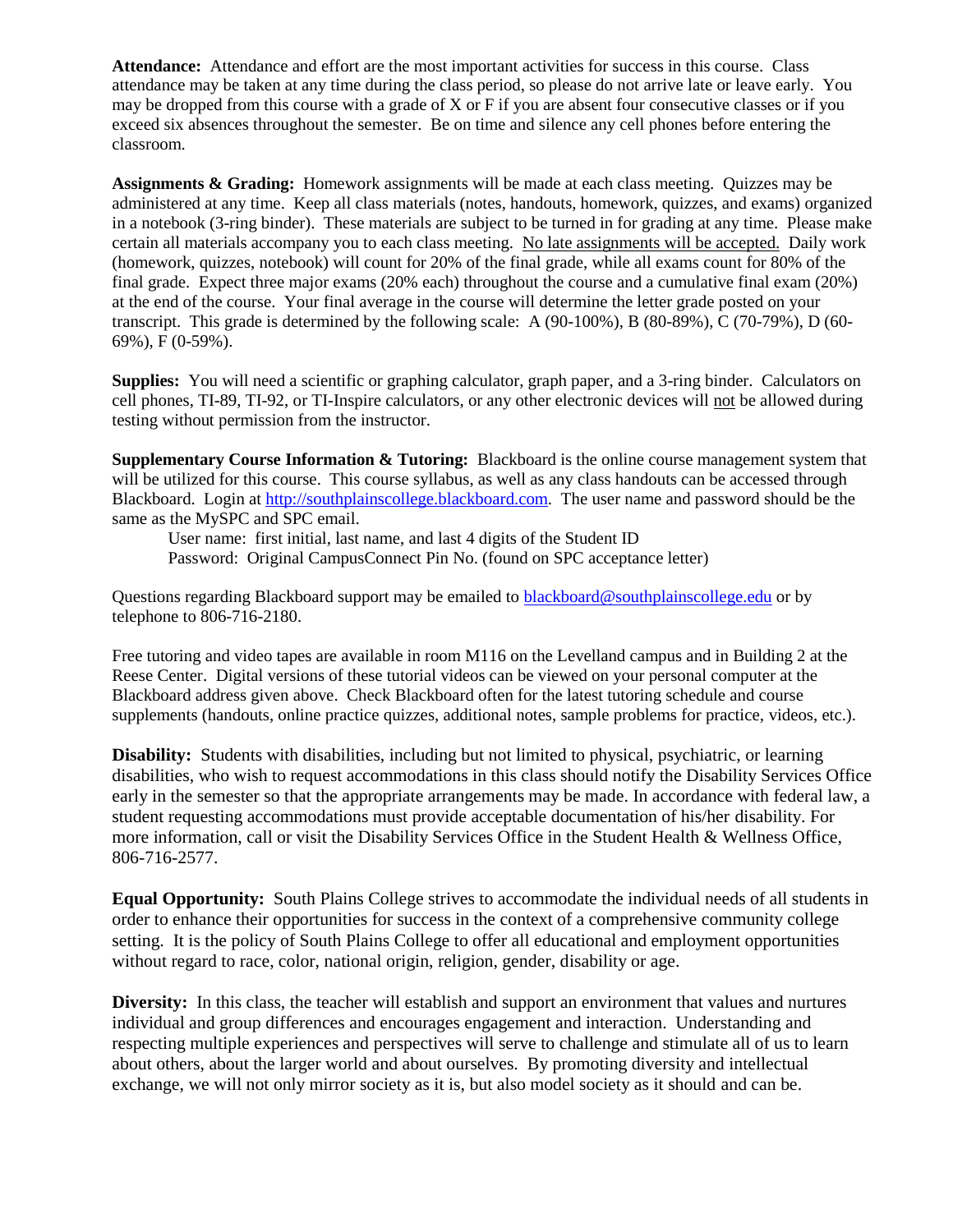**Attendance:** Attendance and effort are the most important activities for success in this course. Class attendance may be taken at any time during the class period, so please do not arrive late or leave early. You may be dropped from this course with a grade of X or F if you are absent four consecutive classes or if you exceed six absences throughout the semester. Be on time and silence any cell phones before entering the classroom.

**Assignments & Grading:** Homework assignments will be made at each class meeting. Quizzes may be administered at any time. Keep all class materials (notes, handouts, homework, quizzes, and exams) organized in a notebook (3-ring binder). These materials are subject to be turned in for grading at any time. Please make certain all materials accompany you to each class meeting. <u>No late assignments will be accepted.</u> Daily work (homework, quizzes, notebook) will count for 20% of the final grade, while all exams count for 80% of the final grade. Expect three major exams (20% each) throughout the course and a cumulative final exam (20%) at the end of the course. Your final average in the course will determine the letter grade posted on your transcript. This grade is determined by the following scale: A (90-100%), B (80-89%), C (70-79%), D (60-69%), F (0-59%).

**Supplies:** You will need a scientific or graphing calculator, graph paper, and a 3-ring binder. Calculators on cell phones, TI-89, TI-92, or TI-Inspire calculators, or any other electronic devices will <u>not</u> be allowed during testing without permission from the instructor.

**Supplementary Course Information & Tutoring:** Blackboard is the online course management system that will be utilized for this course. This course syllabus, as well as any class handouts can be accessed through Blackboard. Login at http://southplainscollege.blackboard.com. The user name and password should be the same as the MySPC and SPC email.

User name: first initial, last name, and last 4 digits of the Student ID
Password: Original CampusConnect Pin No. (found on SPC acceptance letter)

Questions regarding Blackboard support may be emailed to blackboard@southplainscollege.edu or by telephone to 806-716-2180.

Free tutoring and video tapes are available in room M116 on the Levelland campus and in Building 2 at the Reese Center. Digital versions of these tutorial videos can be viewed on your personal computer at the Blackboard address given above. Check Blackboard often for the latest tutoring schedule and course supplements (handouts, online practice quizzes, additional notes, sample problems for practice, videos, etc.).

**Disability:** Students with disabilities, including but not limited to physical, psychiatric, or learning disabilities, who wish to request accommodations in this class should notify the Disability Services Office early in the semester so that the appropriate arrangements may be made. In accordance with federal law, a student requesting accommodations must provide acceptable documentation of his/her disability. For more information, call or visit the Disability Services Office in the Student Health & Wellness Office, 806-716-2577.

**Equal Opportunity:** South Plains College strives to accommodate the individual needs of all students in order to enhance their opportunities for success in the context of a comprehensive community college setting. It is the policy of South Plains College to offer all educational and employment opportunities without regard to race, color, national origin, religion, gender, disability or age.

**Diversity:** In this class, the teacher will establish and support an environment that values and nurtures individual and group differences and encourages engagement and interaction. Understanding and respecting multiple experiences and perspectives will serve to challenge and stimulate all of us to learn about others, about the larger world and about ourselves. By promoting diversity and intellectual exchange, we will not only mirror society as it is, but also model society as it should and can be.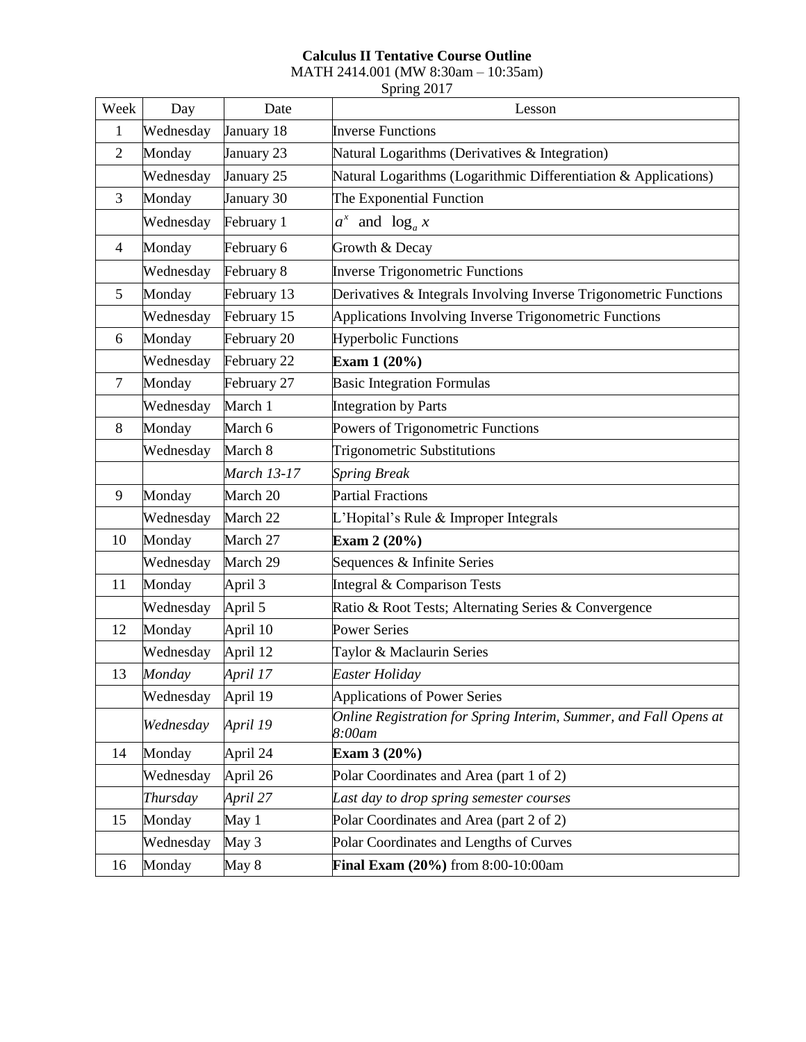**Calculus II Tentative Course Outline**

MATH 2414.001 (MW 8:30am – 10:35am)

Spring 2017

| Week | Day | Date | Lesson |
|---|---|---|---|
| 1 | Wednesday | January 18 | Inverse Functions |
| 2 | Monday | January 23 | Natural Logarithms (Derivatives & Integration) |
| | Wednesday | January 25 | Natural Logarithms (Logarithmic Differentiation & Applications) |
| 3 | Monday | January 30 | The Exponential Function |
| | Wednesday | February 1 | $a^x$ and $\log_a x$ |
| 4 | Monday | February 6 | Growth & Decay |
| | Wednesday | February 8 | Inverse Trigonometric Functions |
| 5 | Monday | February 13 | Derivatives & Integrals Involving Inverse Trigonometric Functions |
| | Wednesday | February 15 | Applications Involving Inverse Trigonometric Functions |
| 6 | Monday | February 20 | Hyperbolic Functions |
| | Wednesday | February 22 | **Exam 1 (20%)** |
| 7 | Monday | February 27 | Basic Integration Formulas |
| | Wednesday | March 1 | Integration by Parts |
| 8 | Monday | March 6 | Powers of Trigonometric Functions |
| | Wednesday | March 8 | Trigonometric Substitutions |
| | | *March 13-17* | *Spring Break* |
| 9 | Monday | March 20 | Partial Fractions |
| | Wednesday | March 22 | L'Hopital's Rule & Improper Integrals |
| 10 | Monday | March 27 | **Exam 2 (20%)** |
| | Wednesday | March 29 | Sequences & Infinite Series |
| 11 | Monday | April 3 | Integral & Comparison Tests |
| | Wednesday | April 5 | Ratio & Root Tests; Alternating Series & Convergence |
| 12 | Monday | April 10 | Power Series |
| | Wednesday | April 12 | Taylor & Maclaurin Series |
| 13 | *Monday* | *April 17* | *Easter Holiday* |
| | Wednesday | April 19 | Applications of Power Series |
| | *Wednesday* | *April 19* | *Online Registration for Spring Interim, Summer, and Fall Opens at 8:00am* |
| 14 | Monday | April 24 | **Exam 3 (20%)** |
| | Wednesday | April 26 | Polar Coordinates and Area (part 1 of 2) |
| | *Thursday* | *April 27* | *Last day to drop spring semester courses* |
| 15 | Monday | May 1 | Polar Coordinates and Area (part 2 of 2) |
| | Wednesday | May 3 | Polar Coordinates and Lengths of Curves |
| 16 | Monday | May 8 | **Final Exam (20%)** from 8:00-10:00am |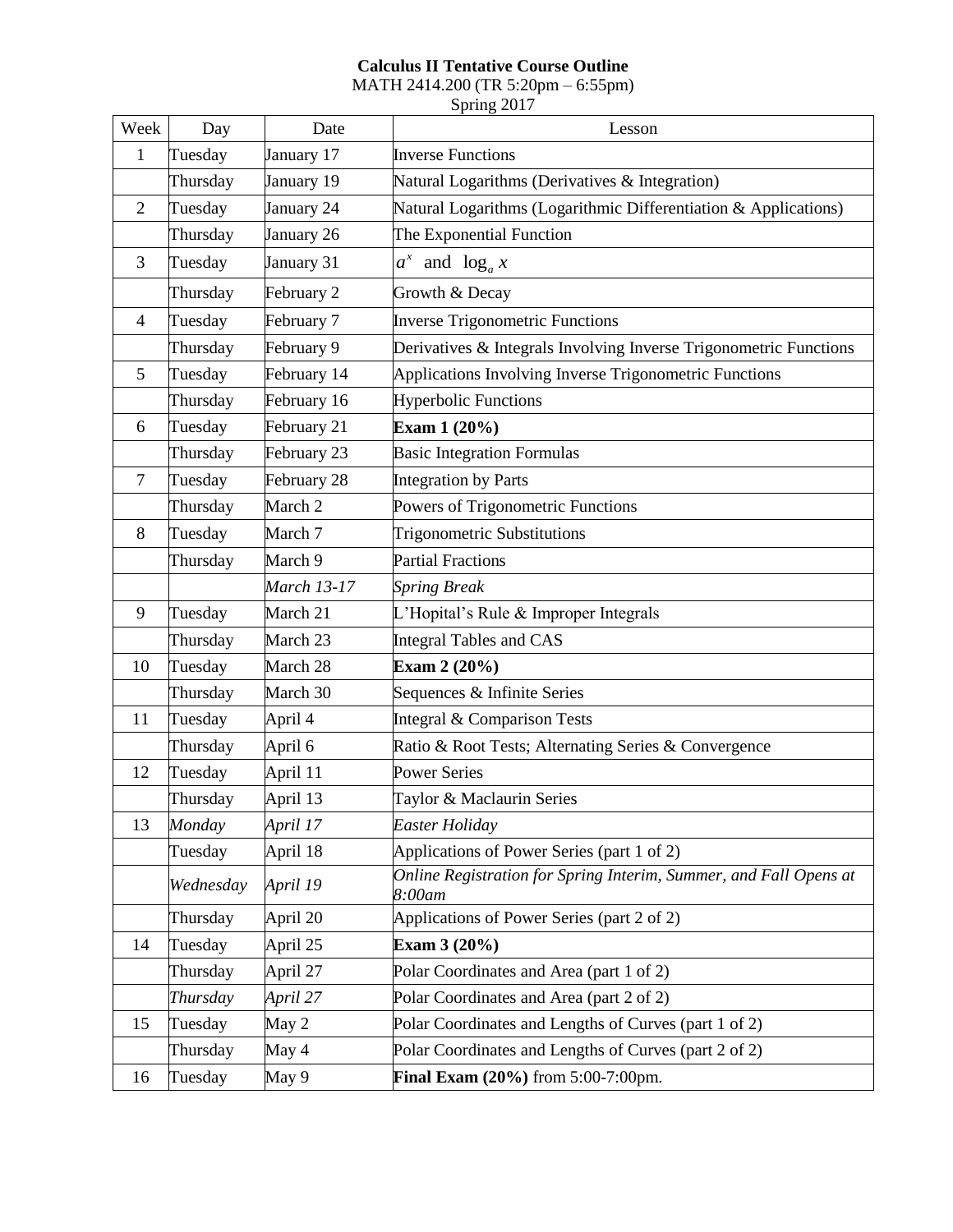**Calculus II Tentative Course Outline**
MATH 2414.200 (TR 5:20pm – 6:55pm)
Spring 2017

| Week | Day | Date | Lesson |
|---|---|---|---|
| 1 | Tuesday | January 17 | Inverse Functions |
| | Thursday | January 19 | Natural Logarithms (Derivatives & Integration) |
| 2 | Tuesday | January 24 | Natural Logarithms (Logarithmic Differentiation & Applications) |
| | Thursday | January 26 | The Exponential Function |
| 3 | Tuesday | January 31 | $a^x$ and $\log_a x$ |
| | Thursday | February 2 | Growth & Decay |
| 4 | Tuesday | February 7 | Inverse Trigonometric Functions |
| | Thursday | February 9 | Derivatives & Integrals Involving Inverse Trigonometric Functions |
| 5 | Tuesday | February 14 | Applications Involving Inverse Trigonometric Functions |
| | Thursday | February 16 | Hyperbolic Functions |
| 6 | Tuesday | February 21 | **Exam 1 (20%)** |
| | Thursday | February 23 | Basic Integration Formulas |
| 7 | Tuesday | February 28 | Integration by Parts |
| | Thursday | March 2 | Powers of Trigonometric Functions |
| 8 | Tuesday | March 7 | Trigonometric Substitutions |
| | Thursday | March 9 | Partial Fractions |
| | | *March 13-17* | *Spring Break* |
| 9 | Tuesday | March 21 | L'Hopital's Rule & Improper Integrals |
| | Thursday | March 23 | Integral Tables and CAS |
| 10 | Tuesday | March 28 | **Exam 2 (20%)** |
| | Thursday | March 30 | Sequences & Infinite Series |
| 11 | Tuesday | April 4 | Integral & Comparison Tests |
| | Thursday | April 6 | Ratio & Root Tests; Alternating Series & Convergence |
| 12 | Tuesday | April 11 | Power Series |
| | Thursday | April 13 | Taylor & Maclaurin Series |
| 13 | *Monday* | *April 17* | *Easter Holiday* |
| | Tuesday | April 18 | Applications of Power Series (part 1 of 2) |
| | *Wednesday* | *April 19* | *Online Registration for Spring Interim, Summer, and Fall Opens at 8:00am* |
| | Thursday | April 20 | Applications of Power Series (part 2 of 2) |
| 14 | Tuesday | April 25 | **Exam 3 (20%)** |
| | Thursday | April 27 | Polar Coordinates and Area (part 1 of 2) |
| | *Thursday* | *April 27* | Polar Coordinates and Area (part 2 of 2) |
| 15 | Tuesday | May 2 | Polar Coordinates and Lengths of Curves (part 1 of 2) |
| | Thursday | May 4 | Polar Coordinates and Lengths of Curves (part 2 of 2) |
| 16 | Tuesday | May 9 | **Final Exam (20%)** from 5:00-7:00pm. |